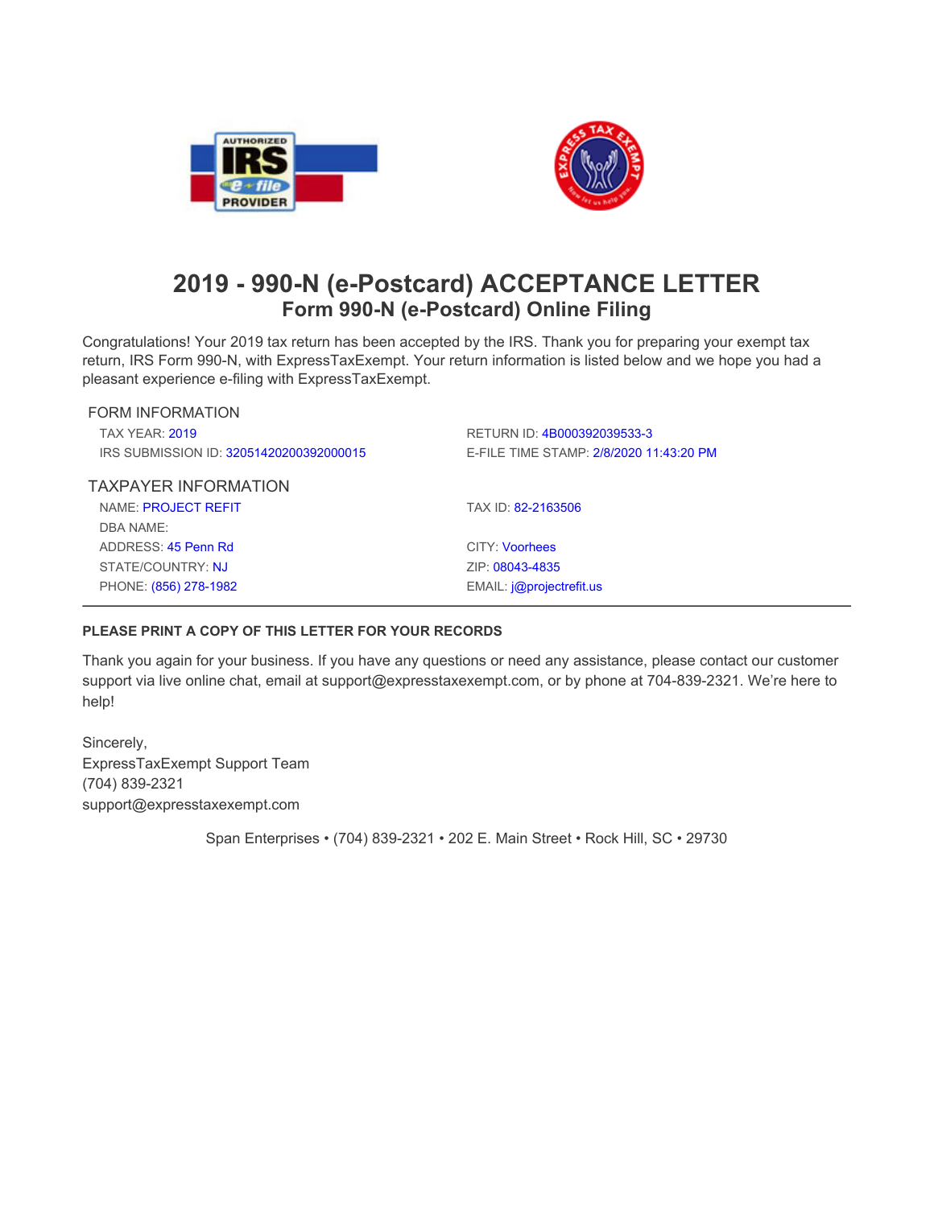# 2019 - 990-N (e-Postcard) ACCEPTANCE LETTER

## Form 990-N (e-Postcard) Online Filing

Congratulations! Your 2019 tax return has been accepted by the IRS. Thank you for preparing your exempt tax return, IRS Form 990-N, with ExpressTaxExempt. Your return information is listed below and we hope you had a pleasant experience e-filing with ExpressTaxExempt.

### FORM INFORMATION

TAX YEAR: 2019

RETURN ID: 4B000392039533-3

IRS SUBMISSION ID: 32051420200392000015

E-FILE TIME STAMP: 2/8/2020 11:43:20 PM

### TAXPAYER INFORMATION

NAME: PROJECT REFIT

TAX ID: 82-2163506

DBA NAME:

ADDRESS: 45 Penn Rd

CITY: Voorhees

STATE/COUNTRY: NJ

ZIP: 08043-4835

PHONE: (856) 278-1982

EMAIL: j@projectrefit.us

---

**PLEASE PRINT A COPY OF THIS LETTER FOR YOUR RECORDS**

Thank you again for your business. If you have any questions or need any assistance, please contact our customer support via live online chat, email at support@expresstaxexempt.com, or by phone at 704-839-2321. We're here to help!

Sincerely,
ExpressTaxExempt Support Team
(704) 839-2321
support@expresstaxexempt.com

Span Enterprises • (704) 839-2321 • 202 E. Main Street • Rock Hill, SC • 29730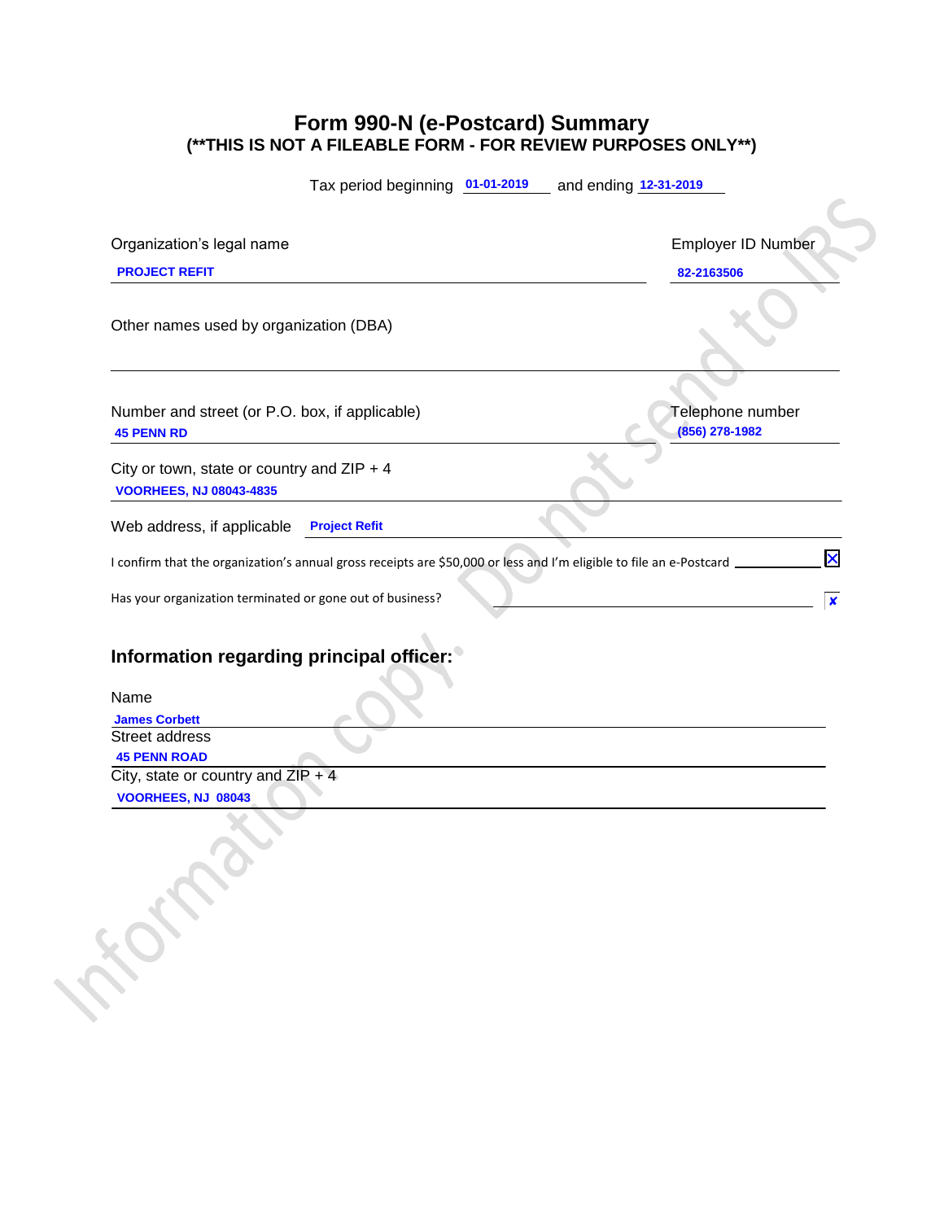# Form 990-N (e-Postcard) Summary

**(\*\*THIS IS NOT A FILEABLE FORM - FOR REVIEW PURPOSES ONLY\*\*)**

Tax period beginning **01-01-2019** and ending **12-31-2019**

Organization's legal name: **PROJECT REFIT**

Employer ID Number: **82-2163506**

Other names used by organization (DBA)

Number and street (or P.O. box, if applicable): **45 PENN RD**

Telephone number: **(856) 278-1982**

City or town, state or country and ZIP + 4: **VOORHEES, NJ 08043-4835**

Web address, if applicable: **Project Refit**

I confirm that the organization's annual gross receipts are $50,000 or less and I'm eligible to file an e-Postcard ☒

Has your organization terminated or gone out of business? x

## Information regarding principal officer:

Name: **James Corbett**

Street address: **45 PENN ROAD**

City, state or country and ZIP + 4: **VOORHEES, NJ 08043**

Information copy. Do not send to IRS